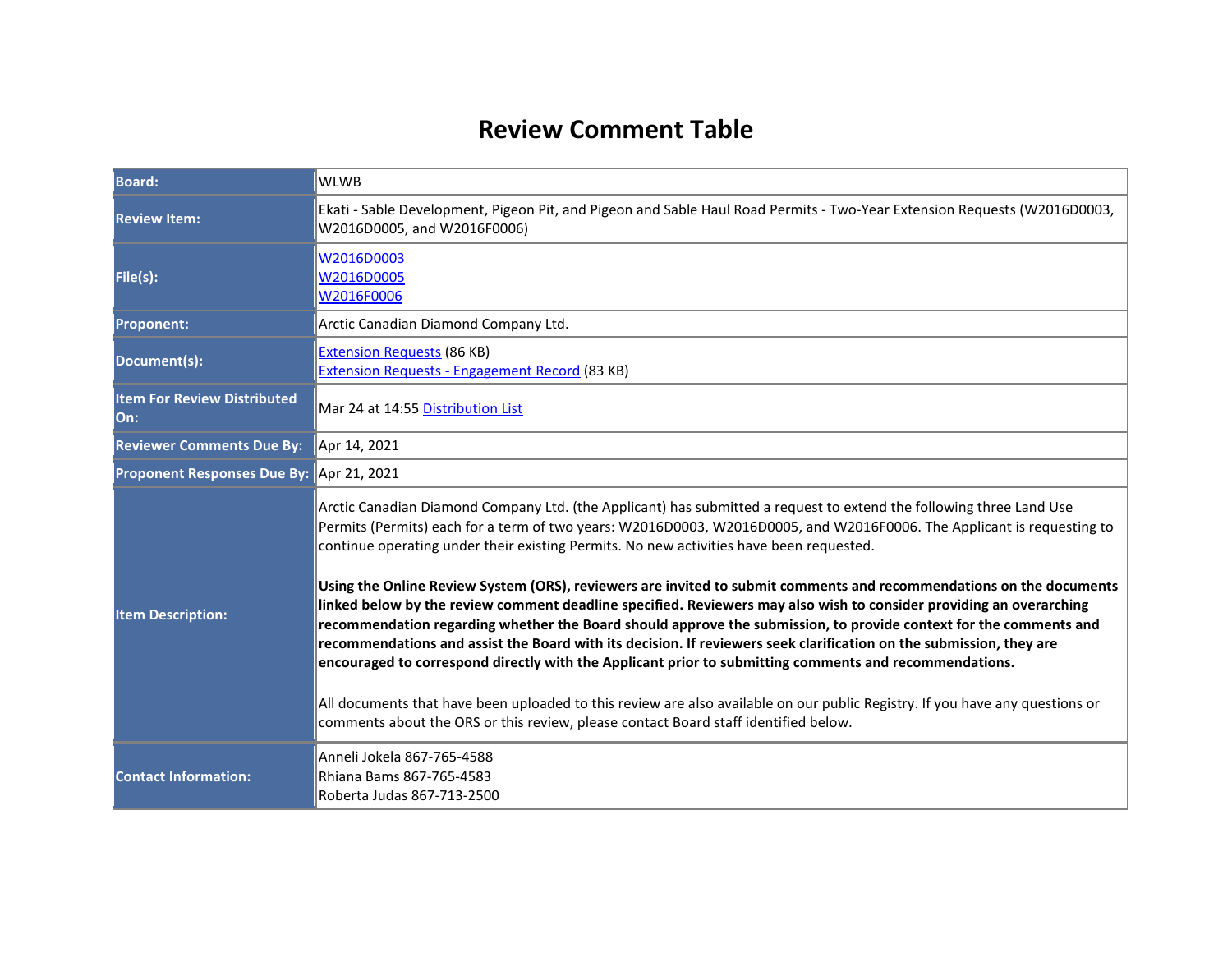# Review Comment Table

| | |
|---|---|
| **Board:** | WLWB |
| **Review Item:** | Ekati - Sable Development, Pigeon Pit, and Pigeon and Sable Haul Road Permits - Two-Year Extension Requests (W2016D0003, W2016D0005, and W2016F0006) |
| **File(s):** | W2016D0003<br>W2016D0005<br>W2016F0006 |
| **Proponent:** | Arctic Canadian Diamond Company Ltd. |
| **Document(s):** | Extension Requests (86 KB)<br>Extension Requests - Engagement Record (83 KB) |
| **Item For Review Distributed On:** | Mar 24 at 14:55 Distribution List |
| **Reviewer Comments Due By:** | Apr 14, 2021 |
| **Proponent Responses Due By:** | Apr 21, 2021 |
| **Item Description:** | Arctic Canadian Diamond Company Ltd. (the Applicant) has submitted a request to extend the following three Land Use Permits (Permits) each for a term of two years: W2016D0003, W2016D0005, and W2016F0006. The Applicant is requesting to continue operating under their existing Permits. No new activities have been requested.<br><br>**Using the Online Review System (ORS), reviewers are invited to submit comments and recommendations on the documents linked below by the review comment deadline specified. Reviewers may also wish to consider providing an overarching recommendation regarding whether the Board should approve the submission, to provide context for the comments and recommendations and assist the Board with its decision. If reviewers seek clarification on the submission, they are encouraged to correspond directly with the Applicant prior to submitting comments and recommendations.**<br><br>All documents that have been uploaded to this review are also available on our public Registry. If you have any questions or comments about the ORS or this review, please contact Board staff identified below. |
| **Contact Information:** | Anneli Jokela 867-765-4588<br>Rhiana Bams 867-765-4583<br>Roberta Judas 867-713-2500 |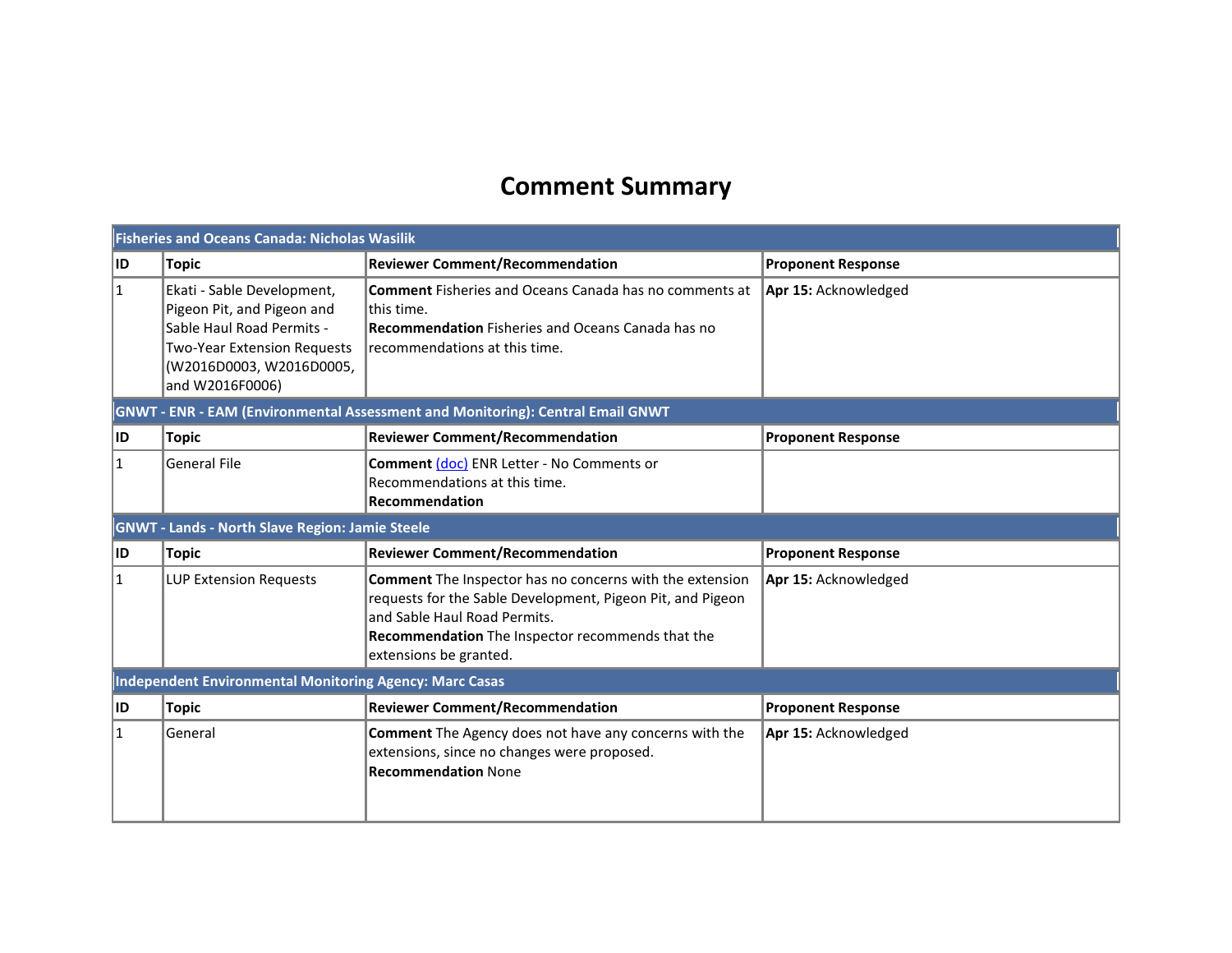# Comment Summary

**Fisheries and Oceans Canada: Nicholas Wasilik**

| ID | Topic | Reviewer Comment/Recommendation | Proponent Response |
|---|---|---|---|
| 1 | Ekati - Sable Development, Pigeon Pit, and Pigeon and Sable Haul Road Permits - Two-Year Extension Requests (W2016D0003, W2016D0005, and W2016F0006) | **Comment** Fisheries and Oceans Canada has no comments at this time.<br>**Recommendation** Fisheries and Oceans Canada has no recommendations at this time. | **Apr 15:** Acknowledged |

**GNWT - ENR - EAM (Environmental Assessment and Monitoring): Central Email GNWT**

| ID | Topic | Reviewer Comment/Recommendation | Proponent Response |
|---|---|---|---|
| 1 | General File | **Comment** (doc) ENR Letter - No Comments or Recommendations at this time.<br>**Recommendation** | |

**GNWT - Lands - North Slave Region: Jamie Steele**

| ID | Topic | Reviewer Comment/Recommendation | Proponent Response |
|---|---|---|---|
| 1 | LUP Extension Requests | **Comment** The Inspector has no concerns with the extension requests for the Sable Development, Pigeon Pit, and Pigeon and Sable Haul Road Permits.<br>**Recommendation** The Inspector recommends that the extensions be granted. | **Apr 15:** Acknowledged |

**Independent Environmental Monitoring Agency: Marc Casas**

| ID | Topic | Reviewer Comment/Recommendation | Proponent Response |
|---|---|---|---|
| 1 | General | **Comment** The Agency does not have any concerns with the extensions, since no changes were proposed.<br>**Recommendation** None | **Apr 15:** Acknowledged |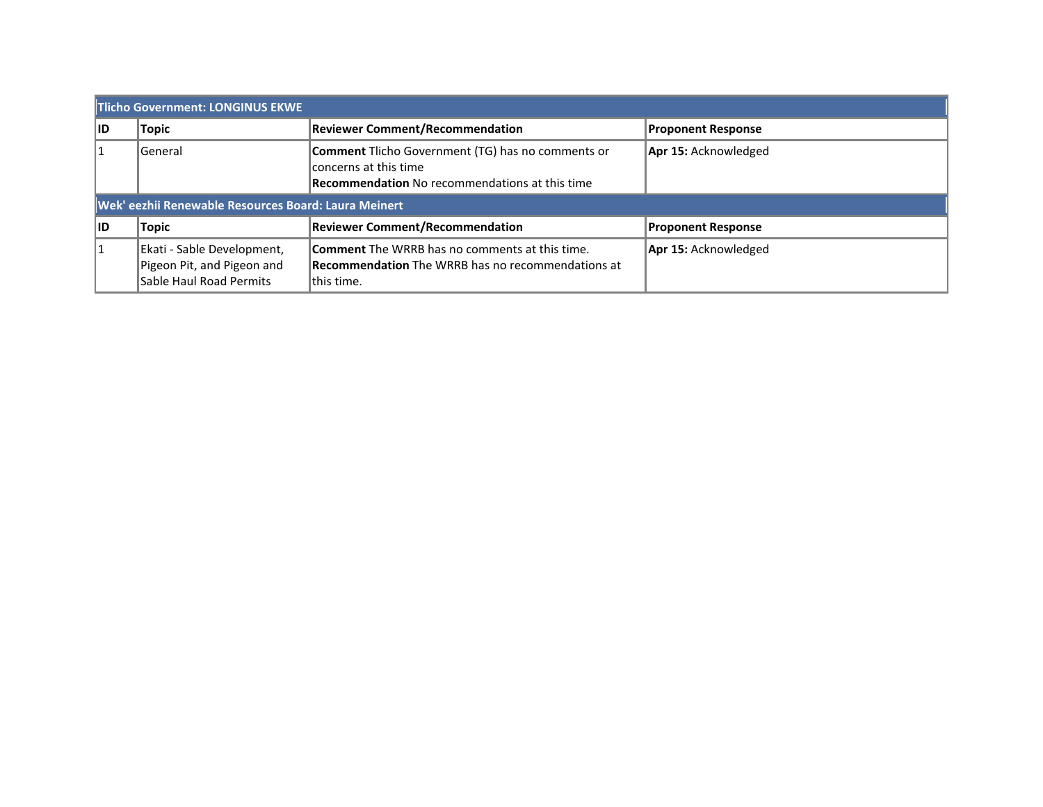| Tlicho Government: LONGINUS EKWE | | | |
|---|---|---|---|
| **ID** | **Topic** | **Reviewer Comment/Recommendation** | **Proponent Response** |
| 1 | General | **Comment** Tlicho Government (TG) has no comments or concerns at this time<br>**Recommendation** No recommendations at this time | **Apr 15:** Acknowledged |

| Wek' eezhii Renewable Resources Board: Laura Meinert | | | |
|---|---|---|---|
| **ID** | **Topic** | **Reviewer Comment/Recommendation** | **Proponent Response** |
| 1 | Ekati - Sable Development, Pigeon Pit, and Pigeon and Sable Haul Road Permits | **Comment** The WRRB has no comments at this time.<br>**Recommendation** The WRRB has no recommendations at this time. | **Apr 15:** Acknowledged |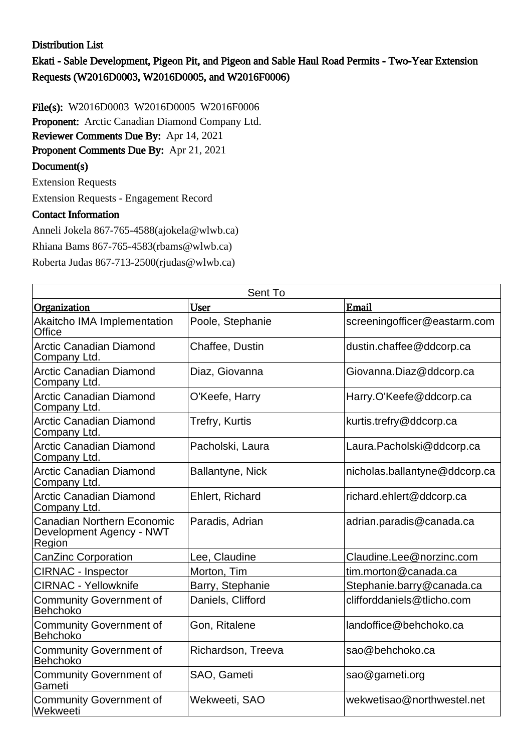## Distribution List

## Ekati - Sable Development, Pigeon Pit, and Pigeon and Sable Haul Road Permits - Two-Year Extension Requests (W2016D0003, W2016D0005, and W2016F0006)

**File(s):** W2016D0003 W2016D0005 W2016F0006

**Proponent:** Arctic Canadian Diamond Company Ltd.

**Reviewer Comments Due By:** Apr 14, 2021

**Proponent Comments Due By:** Apr 21, 2021

### Document(s)

Extension Requests

Extension Requests - Engagement Record

### Contact Information

Anneli Jokela 867-765-4588(ajokela@wlwb.ca)

Rhiana Bams 867-765-4583(rbams@wlwb.ca)

Roberta Judas 867-713-2500(rjudas@wlwb.ca)

| Sent To | | |
|---|---|---|
| **Organization** | **User** | **Email** |
| Akaitcho IMA Implementation Office | Poole, Stephanie | screeningofficer@eastarm.com |
| Arctic Canadian Diamond Company Ltd. | Chaffee, Dustin | dustin.chaffee@ddcorp.ca |
| Arctic Canadian Diamond Company Ltd. | Diaz, Giovanna | Giovanna.Diaz@ddcorp.ca |
| Arctic Canadian Diamond Company Ltd. | O'Keefe, Harry | Harry.O'Keefe@ddcorp.ca |
| Arctic Canadian Diamond Company Ltd. | Trefry, Kurtis | kurtis.trefry@ddcorp.ca |
| Arctic Canadian Diamond Company Ltd. | Pacholski, Laura | Laura.Pacholski@ddcorp.ca |
| Arctic Canadian Diamond Company Ltd. | Ballantyne, Nick | nicholas.ballantyne@ddcorp.ca |
| Arctic Canadian Diamond Company Ltd. | Ehlert, Richard | richard.ehlert@ddcorp.ca |
| Canadian Northern Economic Development Agency - NWT Region | Paradis, Adrian | adrian.paradis@canada.ca |
| CanZinc Corporation | Lee, Claudine | Claudine.Lee@norzinc.com |
| CIRNAC - Inspector | Morton, Tim | tim.morton@canada.ca |
| CIRNAC - Yellowknife | Barry, Stephanie | Stephanie.barry@canada.ca |
| Community Government of Behchoko | Daniels, Clifford | clifforddaniels@tlicho.com |
| Community Government of Behchoko | Gon, Ritalene | landoffice@behchoko.ca |
| Community Government of Behchoko | Richardson, Treeva | sao@behchoko.ca |
| Community Government of Gameti | SAO, Gameti | sao@gameti.org |
| Community Government of Wekweeti | Wekweeti, SAO | wekwetisao@northwestel.net |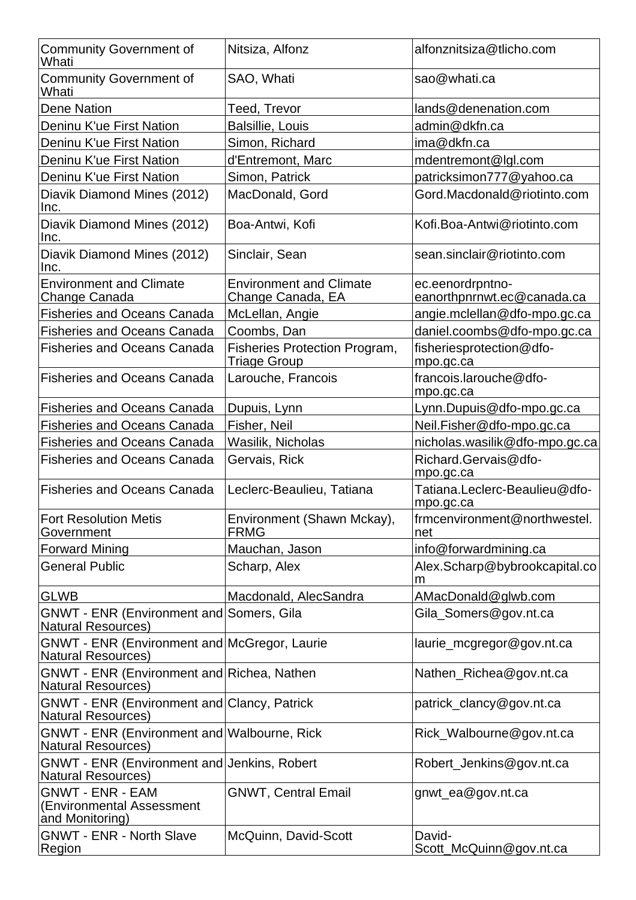| Community Government of Whati | Nitsiza, Alfonz | alfonznitsiza@tlicho.com |
|---|---|---|
| Community Government of Whati | SAO, Whati | sao@whati.ca |
| Dene Nation | Teed, Trevor | lands@denenation.com |
| Deninu K'ue First Nation | Balsillie, Louis | admin@dkfn.ca |
| Deninu K'ue First Nation | Simon, Richard | ima@dkfn.ca |
| Deninu K'ue First Nation | d'Entremont, Marc | mdentremont@lgl.com |
| Deninu K'ue First Nation | Simon, Patrick | patricksimon777@yahoo.ca |
| Diavik Diamond Mines (2012) Inc. | MacDonald, Gord | Gord.Macdonald@riotinto.com |
| Diavik Diamond Mines (2012) Inc. | Boa-Antwi, Kofi | Kofi.Boa-Antwi@riotinto.com |
| Diavik Diamond Mines (2012) Inc. | Sinclair, Sean | sean.sinclair@riotinto.com |
| Environment and Climate Change Canada | Environment and Climate Change Canada, EA | ec.eenordrpntno-eanorthpnrnwt.ec@canada.ca |
| Fisheries and Oceans Canada | McLellan, Angie | angie.mclellan@dfo-mpo.gc.ca |
| Fisheries and Oceans Canada | Coombs, Dan | daniel.coombs@dfo-mpo.gc.ca |
| Fisheries and Oceans Canada | Fisheries Protection Program, Triage Group | fisheriesprotection@dfo-mpo.gc.ca |
| Fisheries and Oceans Canada | Larouche, Francois | francois.larouche@dfo-mpo.gc.ca |
| Fisheries and Oceans Canada | Dupuis, Lynn | Lynn.Dupuis@dfo-mpo.gc.ca |
| Fisheries and Oceans Canada | Fisher, Neil | Neil.Fisher@dfo-mpo.gc.ca |
| Fisheries and Oceans Canada | Wasilik, Nicholas | nicholas.wasilik@dfo-mpo.gc.ca |
| Fisheries and Oceans Canada | Gervais, Rick | Richard.Gervais@dfo-mpo.gc.ca |
| Fisheries and Oceans Canada | Leclerc-Beaulieu, Tatiana | Tatiana.Leclerc-Beaulieu@dfo-mpo.gc.ca |
| Fort Resolution Metis Government | Environment (Shawn Mckay), FRMG | frmcenvironment@northwestel.net |
| Forward Mining | Mauchan, Jason | info@forwardmining.ca |
| General Public | Scharp, Alex | Alex.Scharp@bybrookcapital.com |
| GLWB | Macdonald, AlecSandra | AMacDonald@glwb.com |
| GNWT - ENR (Environment and Natural Resources) | Somers, Gila | Gila_Somers@gov.nt.ca |
| GNWT - ENR (Environment and Natural Resources) | McGregor, Laurie | laurie_mcgregor@gov.nt.ca |
| GNWT - ENR (Environment and Natural Resources) | Richea, Nathen | Nathen_Richea@gov.nt.ca |
| GNWT - ENR (Environment and Natural Resources) | Clancy, Patrick | patrick_clancy@gov.nt.ca |
| GNWT - ENR (Environment and Natural Resources) | Walbourne, Rick | Rick_Walbourne@gov.nt.ca |
| GNWT - ENR (Environment and Natural Resources) | Jenkins, Robert | Robert_Jenkins@gov.nt.ca |
| GNWT - ENR - EAM (Environmental Assessment and Monitoring) | GNWT, Central Email | gnwt_ea@gov.nt.ca |
| GNWT - ENR - North Slave Region | McQuinn, David-Scott | David-Scott_McQuinn@gov.nt.ca |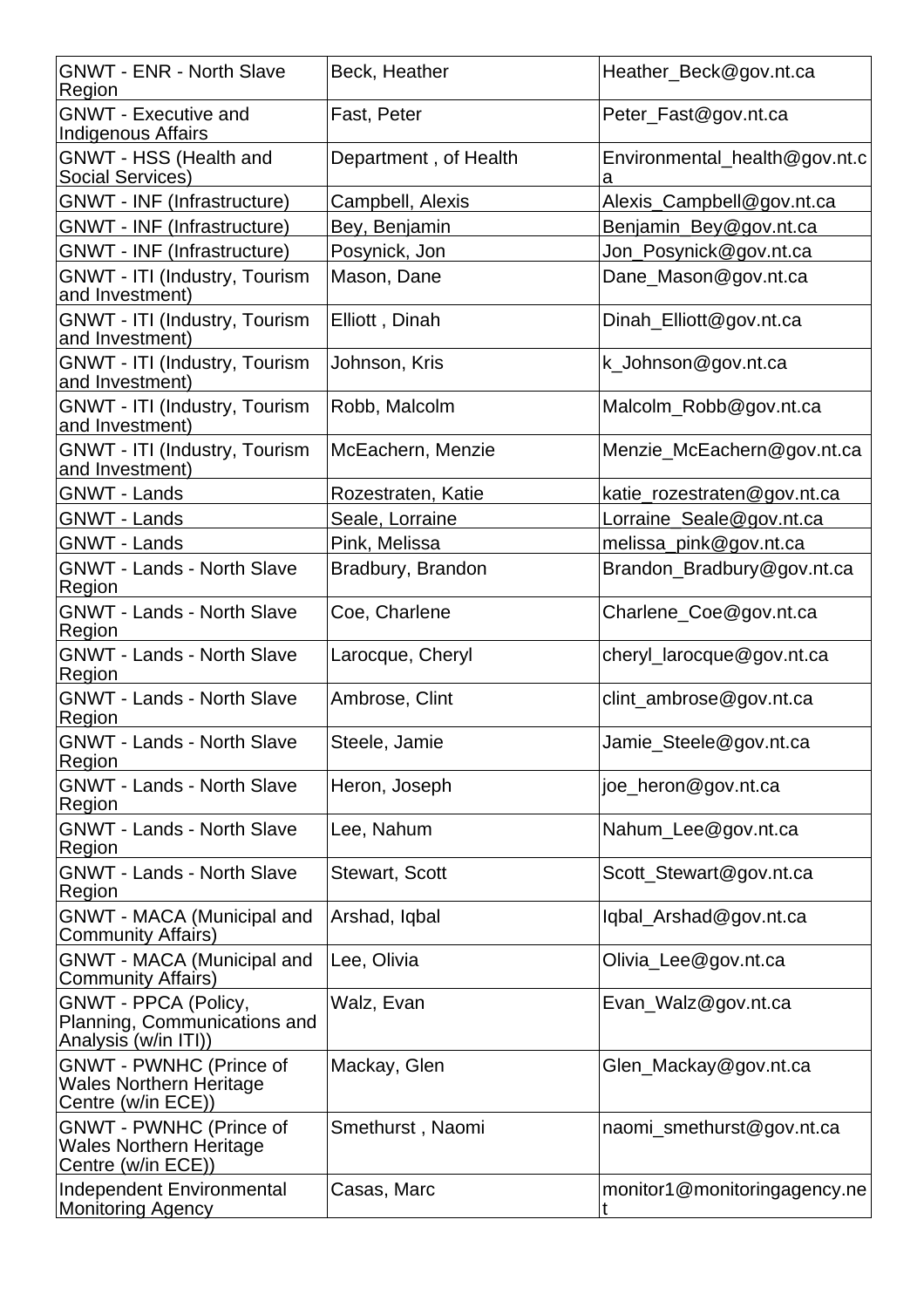| | | |
|---|---|---|
| GNWT - ENR - North Slave Region | Beck, Heather | Heather_Beck@gov.nt.ca |
| GNWT - Executive and Indigenous Affairs | Fast, Peter | Peter_Fast@gov.nt.ca |
| GNWT - HSS (Health and Social Services) | Department , of Health | Environmental_health@gov.nt.ca |
| GNWT - INF (Infrastructure) | Campbell, Alexis | Alexis_Campbell@gov.nt.ca |
| GNWT - INF (Infrastructure) | Bey, Benjamin | Benjamin_Bey@gov.nt.ca |
| GNWT - INF (Infrastructure) | Posynick, Jon | Jon_Posynick@gov.nt.ca |
| GNWT - ITI (Industry, Tourism and Investment) | Mason, Dane | Dane_Mason@gov.nt.ca |
| GNWT - ITI (Industry, Tourism and Investment) | Elliott , Dinah | Dinah_Elliott@gov.nt.ca |
| GNWT - ITI (Industry, Tourism and Investment) | Johnson, Kris | k_Johnson@gov.nt.ca |
| GNWT - ITI (Industry, Tourism and Investment) | Robb, Malcolm | Malcolm_Robb@gov.nt.ca |
| GNWT - ITI (Industry, Tourism and Investment) | McEachern, Menzie | Menzie_McEachern@gov.nt.ca |
| GNWT - Lands | Rozestraten, Katie | katie_rozestraten@gov.nt.ca |
| GNWT - Lands | Seale, Lorraine | Lorraine_Seale@gov.nt.ca |
| GNWT - Lands | Pink, Melissa | melissa_pink@gov.nt.ca |
| GNWT - Lands - North Slave Region | Bradbury, Brandon | Brandon_Bradbury@gov.nt.ca |
| GNWT - Lands - North Slave Region | Coe, Charlene | Charlene_Coe@gov.nt.ca |
| GNWT - Lands - North Slave Region | Larocque, Cheryl | cheryl_larocque@gov.nt.ca |
| GNWT - Lands - North Slave Region | Ambrose, Clint | clint_ambrose@gov.nt.ca |
| GNWT - Lands - North Slave Region | Steele, Jamie | Jamie_Steele@gov.nt.ca |
| GNWT - Lands - North Slave Region | Heron, Joseph | joe_heron@gov.nt.ca |
| GNWT - Lands - North Slave Region | Lee, Nahum | Nahum_Lee@gov.nt.ca |
| GNWT - Lands - North Slave Region | Stewart, Scott | Scott_Stewart@gov.nt.ca |
| GNWT - MACA (Municipal and Community Affairs) | Arshad, Iqbal | Iqbal_Arshad@gov.nt.ca |
| GNWT - MACA (Municipal and Community Affairs) | Lee, Olivia | Olivia_Lee@gov.nt.ca |
| GNWT - PPCA (Policy, Planning, Communications and Analysis (w/in ITI)) | Walz, Evan | Evan_Walz@gov.nt.ca |
| GNWT - PWNHC (Prince of Wales Northern Heritage Centre (w/in ECE)) | Mackay, Glen | Glen_Mackay@gov.nt.ca |
| GNWT - PWNHC (Prince of Wales Northern Heritage Centre (w/in ECE)) | Smethurst , Naomi | naomi_smethurst@gov.nt.ca |
| Independent Environmental Monitoring Agency | Casas, Marc | monitor1@monitoringagency.net |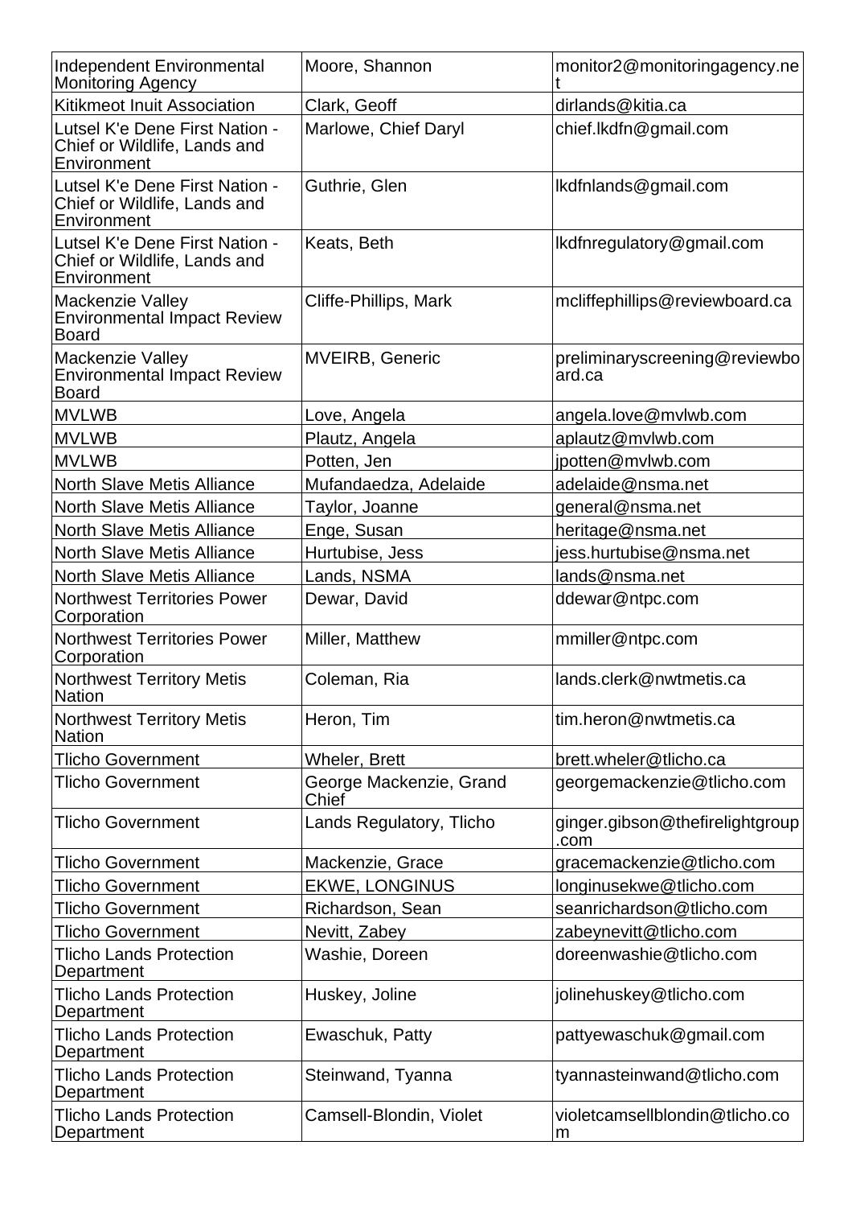| Independent Environmental Monitoring Agency | Moore, Shannon | monitor2@monitoringagency.net |
|---|---|---|
| Kitikmeot Inuit Association | Clark, Geoff | dirlands@kitia.ca |
| Lutsel K'e Dene First Nation - Chief or Wildlife, Lands and Environment | Marlowe, Chief Daryl | chief.lkdfn@gmail.com |
| Lutsel K'e Dene First Nation - Chief or Wildlife, Lands and Environment | Guthrie, Glen | lkdfnlands@gmail.com |
| Lutsel K'e Dene First Nation - Chief or Wildlife, Lands and Environment | Keats, Beth | lkdfnregulatory@gmail.com |
| Mackenzie Valley Environmental Impact Review Board | Cliffe-Phillips, Mark | mcliffephillips@reviewboard.ca |
| Mackenzie Valley Environmental Impact Review Board | MVEIRB, Generic | preliminaryscreening@reviewboard.ca |
| MVLWB | Love, Angela | angela.love@mvlwb.com |
| MVLWB | Plautz, Angela | aplautz@mvlwb.com |
| MVLWB | Potten, Jen | jpotten@mvlwb.com |
| North Slave Metis Alliance | Mufandaedza, Adelaide | adelaide@nsma.net |
| North Slave Metis Alliance | Taylor, Joanne | general@nsma.net |
| North Slave Metis Alliance | Enge, Susan | heritage@nsma.net |
| North Slave Metis Alliance | Hurtubise, Jess | jess.hurtubise@nsma.net |
| North Slave Metis Alliance | Lands, NSMA | lands@nsma.net |
| Northwest Territories Power Corporation | Dewar, David | ddewar@ntpc.com |
| Northwest Territories Power Corporation | Miller, Matthew | mmiller@ntpc.com |
| Northwest Territory Metis Nation | Coleman, Ria | lands.clerk@nwtmetis.ca |
| Northwest Territory Metis Nation | Heron, Tim | tim.heron@nwtmetis.ca |
| Tlicho Government | Wheler, Brett | brett.wheler@tlicho.ca |
| Tlicho Government | George Mackenzie, Grand Chief | georgemackenzie@tlicho.com |
| Tlicho Government | Lands Regulatory, Tlicho | ginger.gibson@thefirelightgroup.com |
| Tlicho Government | Mackenzie, Grace | gracemackenzie@tlicho.com |
| Tlicho Government | EKWE, LONGINUS | longinusekwe@tlicho.com |
| Tlicho Government | Richardson, Sean | seanrichardson@tlicho.com |
| Tlicho Government | Nevitt, Zabey | zabeynevitt@tlicho.com |
| Tlicho Lands Protection Department | Washie, Doreen | doreenwashie@tlicho.com |
| Tlicho Lands Protection Department | Huskey, Joline | jolinehuskey@tlicho.com |
| Tlicho Lands Protection Department | Ewaschuk, Patty | pattyewaschuk@gmail.com |
| Tlicho Lands Protection Department | Steinwand, Tyanna | tyannasteinwand@tlicho.com |
| Tlicho Lands Protection Department | Camsell-Blondin, Violet | violetcamsellblondin@tlicho.com |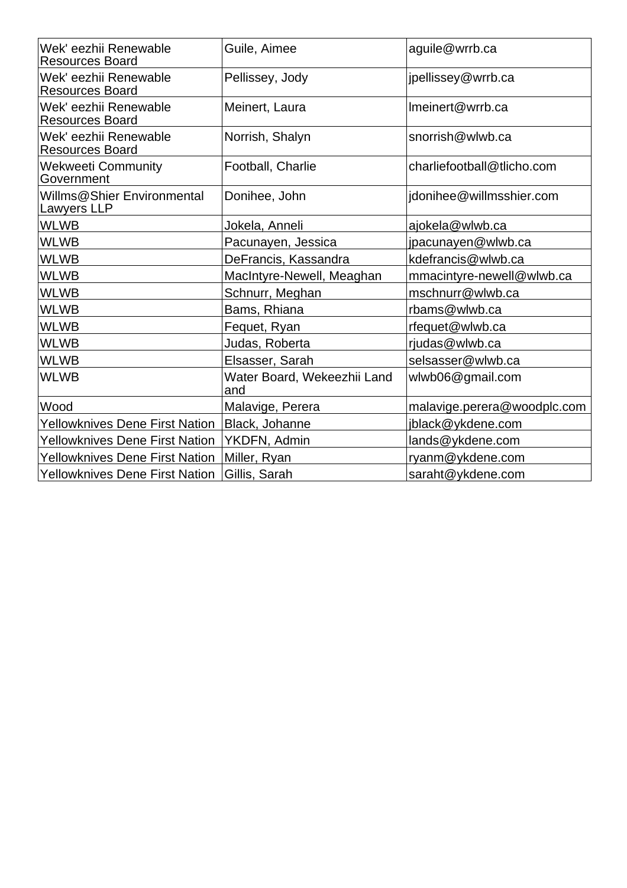| Wek' eezhii Renewable Resources Board | Guile, Aimee | aguile@wrrb.ca |
|---|---|---|
| Wek' eezhii Renewable Resources Board | Pellissey, Jody | jpellissey@wrrb.ca |
| Wek' eezhii Renewable Resources Board | Meinert, Laura | lmeinert@wrrb.ca |
| Wek' eezhii Renewable Resources Board | Norrish, Shalyn | snorrish@wlwb.ca |
| Wekweeti Community Government | Football, Charlie | charliefootball@tlicho.com |
| Willms@Shier Environmental Lawyers LLP | Donihee, John | jdonihee@willmsshier.com |
| WLWB | Jokela, Anneli | ajokela@wlwb.ca |
| WLWB | Pacunayen, Jessica | jpacunayen@wlwb.ca |
| WLWB | DeFrancis, Kassandra | kdefrancis@wlwb.ca |
| WLWB | MacIntyre-Newell, Meaghan | mmacintyre-newell@wlwb.ca |
| WLWB | Schnurr, Meghan | mschnurr@wlwb.ca |
| WLWB | Bams, Rhiana | rbams@wlwb.ca |
| WLWB | Fequet, Ryan | rfequet@wlwb.ca |
| WLWB | Judas, Roberta | rjudas@wlwb.ca |
| WLWB | Elsasser, Sarah | selsasser@wlwb.ca |
| WLWB | Water Board, Wekeezhii Land and | wlwb06@gmail.com |
| Wood | Malavige, Perera | malavige.perera@woodplc.com |
| Yellowknives Dene First Nation | Black, Johanne | jblack@ykdene.com |
| Yellowknives Dene First Nation | YKDFN, Admin | lands@ykdene.com |
| Yellowknives Dene First Nation | Miller, Ryan | ryanm@ykdene.com |
| Yellowknives Dene First Nation | Gillis, Sarah | saraht@ykdene.com |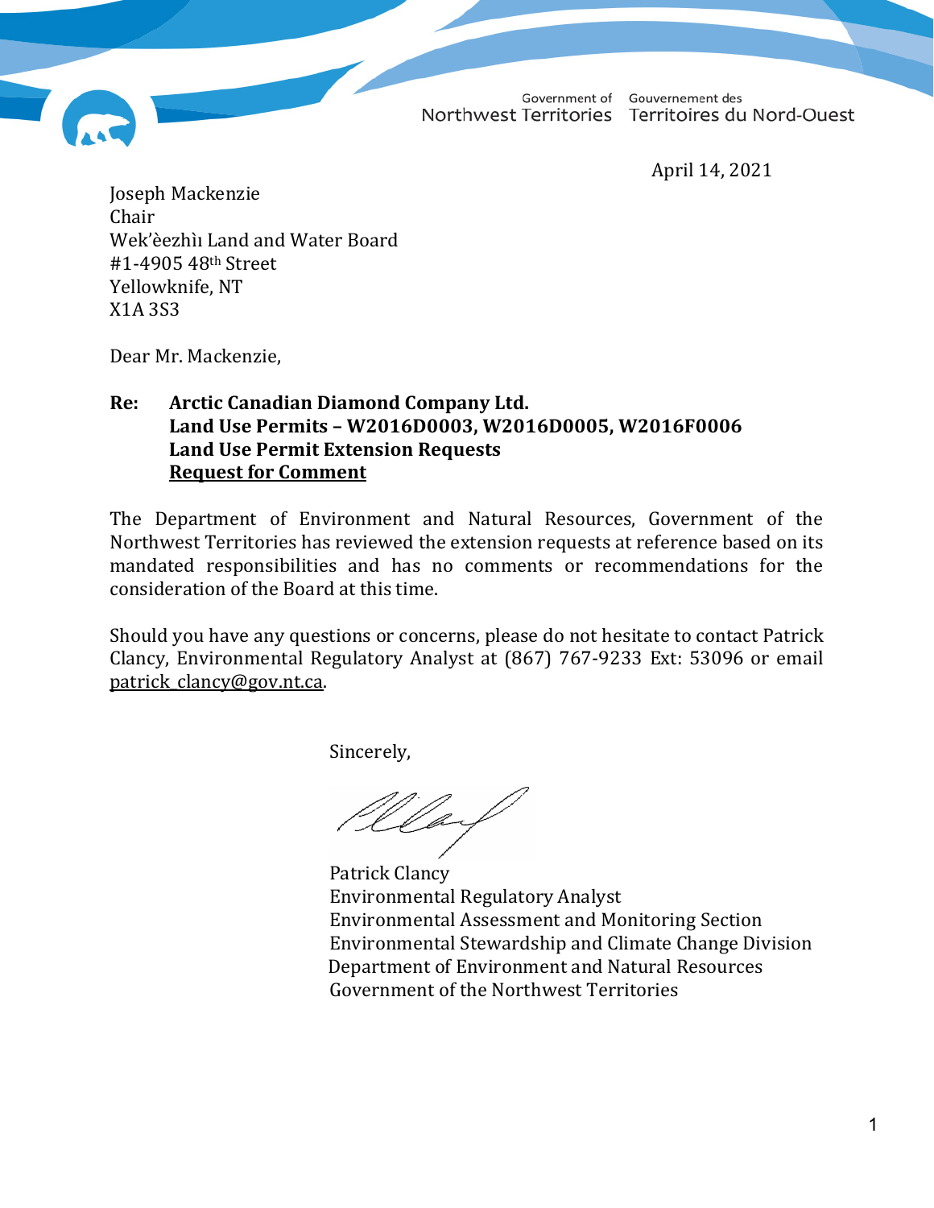Government of Northwest Territories | Gouvernement des Territoires du Nord-Ouest

April 14, 2021

Joseph Mackenzie
Chair
Wek'èezhìı Land and Water Board
#1-4905 48th Street
Yellowknife, NT
X1A 3S3

Dear Mr. Mackenzie,

**Re: Arctic Canadian Diamond Company Ltd.**
**Land Use Permits – W2016D0003, W2016D0005, W2016F0006**
**Land Use Permit Extension Requests**
**Request for Comment**

The Department of Environment and Natural Resources, Government of the Northwest Territories has reviewed the extension requests at reference based on its mandated responsibilities and has no comments or recommendations for the consideration of the Board at this time.

Should you have any questions or concerns, please do not hesitate to contact Patrick Clancy, Environmental Regulatory Analyst at (867) 767-9233 Ext: 53096 or email patrick_clancy@gov.nt.ca.

Sincerely,

Patrick Clancy
Environmental Regulatory Analyst
Environmental Assessment and Monitoring Section
Environmental Stewardship and Climate Change Division
Department of Environment and Natural Resources
Government of the Northwest Territories